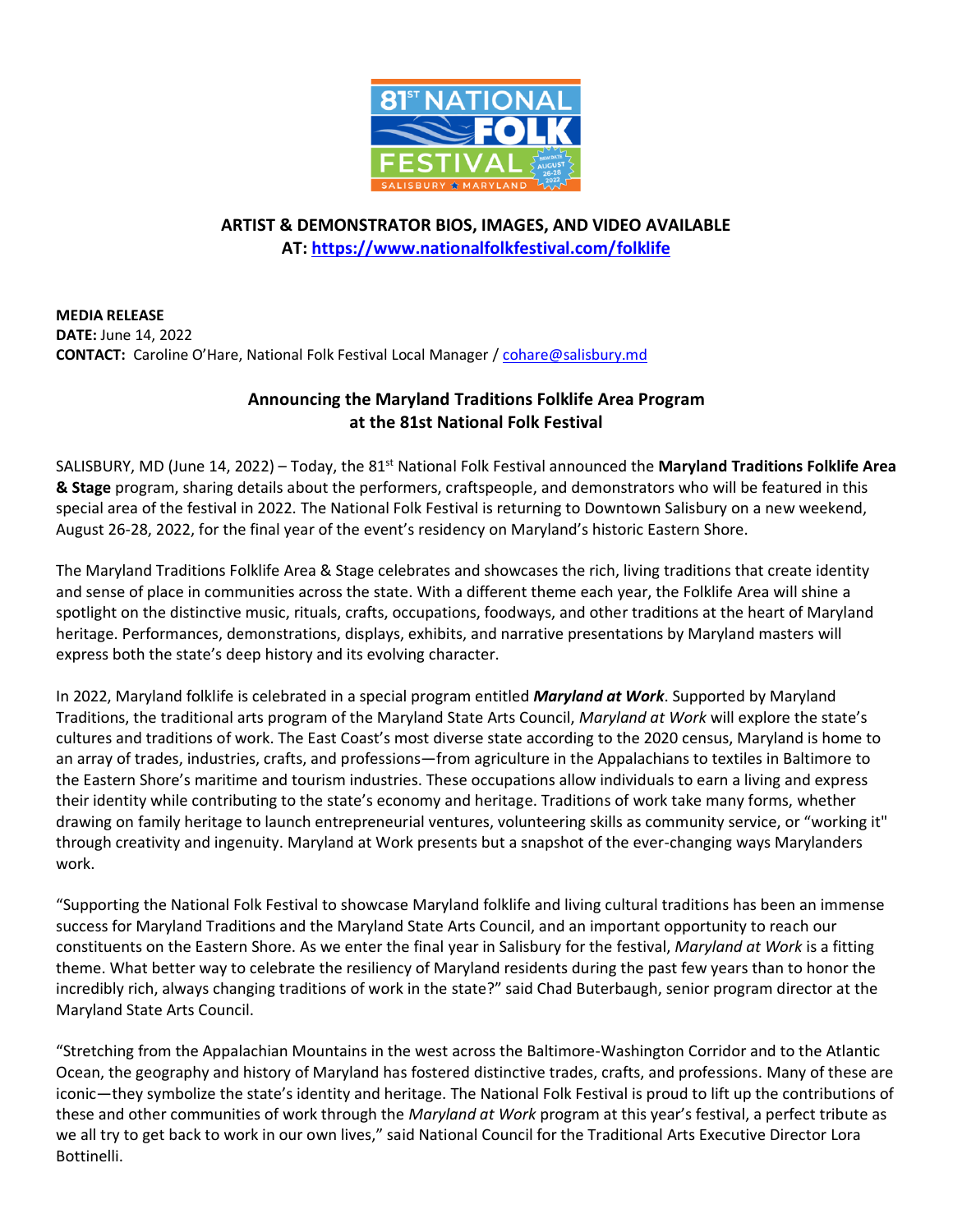**ARTIST & DEMONSTRATOR BIOS, IMAGES, AND VIDEO AVAILABLE AT: https://www.nationalfolkfestival.com/folklife**

**MEDIA RELEASE**
**DATE:** June 14, 2022
**CONTACT:** Caroline O'Hare, National Folk Festival Local Manager / cohare@salisbury.md

## Announcing the Maryland Traditions Folklife Area Program at the 81st National Folk Festival

SALISBURY, MD (June 14, 2022) – Today, the 81st National Folk Festival announced the **Maryland Traditions Folklife Area & Stage** program, sharing details about the performers, craftspeople, and demonstrators who will be featured in this special area of the festival in 2022. The National Folk Festival is returning to Downtown Salisbury on a new weekend, August 26-28, 2022, for the final year of the event's residency on Maryland's historic Eastern Shore.

The Maryland Traditions Folklife Area & Stage celebrates and showcases the rich, living traditions that create identity and sense of place in communities across the state. With a different theme each year, the Folklife Area will shine a spotlight on the distinctive music, rituals, crafts, occupations, foodways, and other traditions at the heart of Maryland heritage. Performances, demonstrations, displays, exhibits, and narrative presentations by Maryland masters will express both the state's deep history and its evolving character.

In 2022, Maryland folklife is celebrated in a special program entitled ***Maryland at Work***. Supported by Maryland Traditions, the traditional arts program of the Maryland State Arts Council, *Maryland at Work* will explore the state's cultures and traditions of work. The East Coast's most diverse state according to the 2020 census, Maryland is home to an array of trades, industries, crafts, and professions—from agriculture in the Appalachians to textiles in Baltimore to the Eastern Shore's maritime and tourism industries. These occupations allow individuals to earn a living and express their identity while contributing to the state's economy and heritage. Traditions of work take many forms, whether drawing on family heritage to launch entrepreneurial ventures, volunteering skills as community service, or "working it" through creativity and ingenuity. Maryland at Work presents but a snapshot of the ever-changing ways Marylanders work.

"Supporting the National Folk Festival to showcase Maryland folklife and living cultural traditions has been an immense success for Maryland Traditions and the Maryland State Arts Council, and an important opportunity to reach our constituents on the Eastern Shore. As we enter the final year in Salisbury for the festival, *Maryland at Work* is a fitting theme. What better way to celebrate the resiliency of Maryland residents during the past few years than to honor the incredibly rich, always changing traditions of work in the state?" said Chad Buterbaugh, senior program director at the Maryland State Arts Council.

"Stretching from the Appalachian Mountains in the west across the Baltimore-Washington Corridor and to the Atlantic Ocean, the geography and history of Maryland has fostered distinctive trades, crafts, and professions. Many of these are iconic—they symbolize the state's identity and heritage. The National Folk Festival is proud to lift up the contributions of these and other communities of work through the *Maryland at Work* program at this year's festival, a perfect tribute as we all try to get back to work in our own lives," said National Council for the Traditional Arts Executive Director Lora Bottinelli.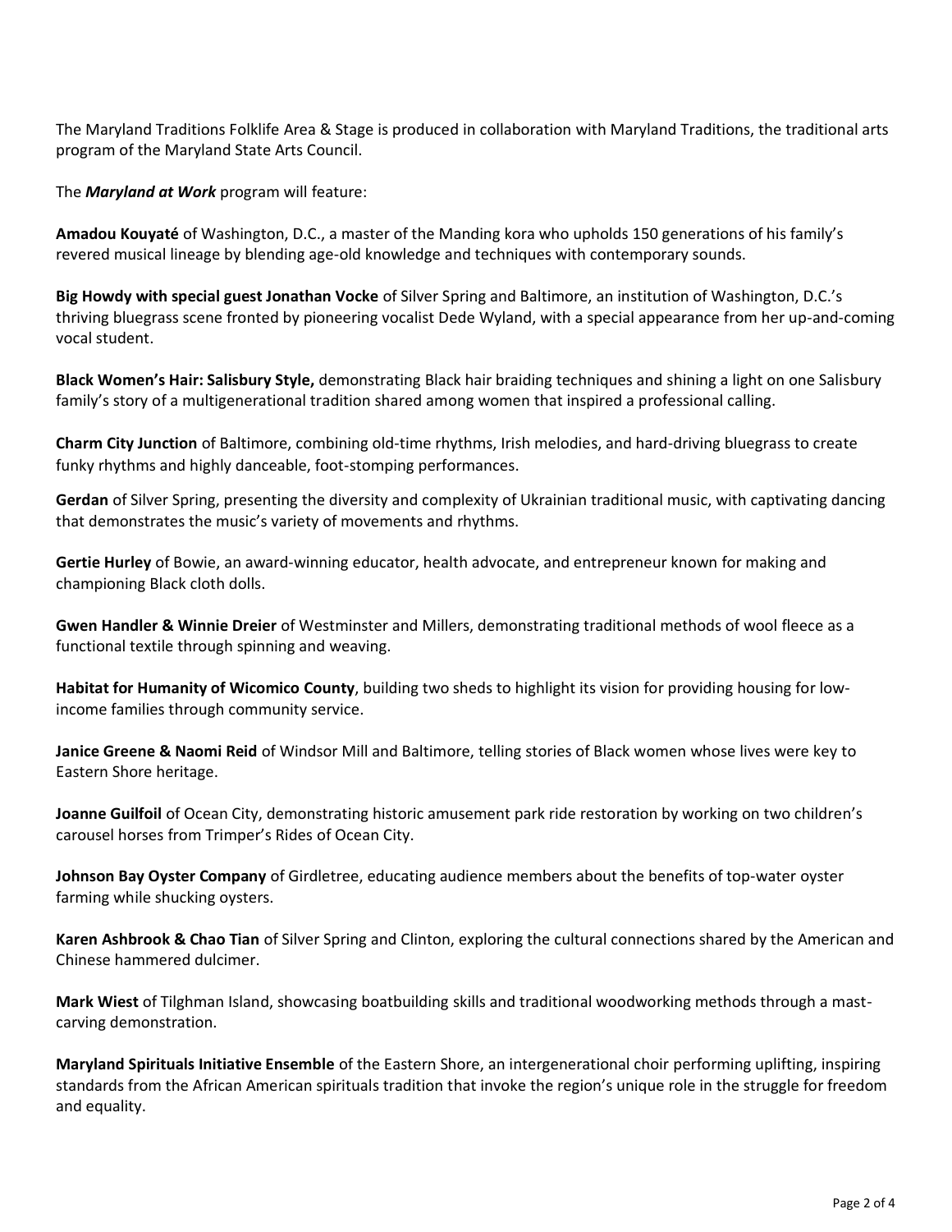The Maryland Traditions Folklife Area & Stage is produced in collaboration with Maryland Traditions, the traditional arts program of the Maryland State Arts Council.

The ***Maryland at Work*** program will feature:

**Amadou Kouyaté** of Washington, D.C., a master of the Manding kora who upholds 150 generations of his family's revered musical lineage by blending age-old knowledge and techniques with contemporary sounds.

**Big Howdy with special guest Jonathan Vocke** of Silver Spring and Baltimore, an institution of Washington, D.C.'s thriving bluegrass scene fronted by pioneering vocalist Dede Wyland, with a special appearance from her up-and-coming vocal student.

**Black Women's Hair: Salisbury Style,** demonstrating Black hair braiding techniques and shining a light on one Salisbury family's story of a multigenerational tradition shared among women that inspired a professional calling.

**Charm City Junction** of Baltimore, combining old-time rhythms, Irish melodies, and hard-driving bluegrass to create funky rhythms and highly danceable, foot-stomping performances.

**Gerdan** of Silver Spring, presenting the diversity and complexity of Ukrainian traditional music, with captivating dancing that demonstrates the music's variety of movements and rhythms.

**Gertie Hurley** of Bowie, an award-winning educator, health advocate, and entrepreneur known for making and championing Black cloth dolls.

**Gwen Handler & Winnie Dreier** of Westminster and Millers, demonstrating traditional methods of wool fleece as a functional textile through spinning and weaving.

**Habitat for Humanity of Wicomico County**, building two sheds to highlight its vision for providing housing for low-income families through community service.

**Janice Greene & Naomi Reid** of Windsor Mill and Baltimore, telling stories of Black women whose lives were key to Eastern Shore heritage.

**Joanne Guilfoil** of Ocean City, demonstrating historic amusement park ride restoration by working on two children's carousel horses from Trimper's Rides of Ocean City.

**Johnson Bay Oyster Company** of Girdletree, educating audience members about the benefits of top-water oyster farming while shucking oysters.

**Karen Ashbrook & Chao Tian** of Silver Spring and Clinton, exploring the cultural connections shared by the American and Chinese hammered dulcimer.

**Mark Wiest** of Tilghman Island, showcasing boatbuilding skills and traditional woodworking methods through a mast-carving demonstration.

**Maryland Spirituals Initiative Ensemble** of the Eastern Shore, an intergenerational choir performing uplifting, inspiring standards from the African American spirituals tradition that invoke the region's unique role in the struggle for freedom and equality.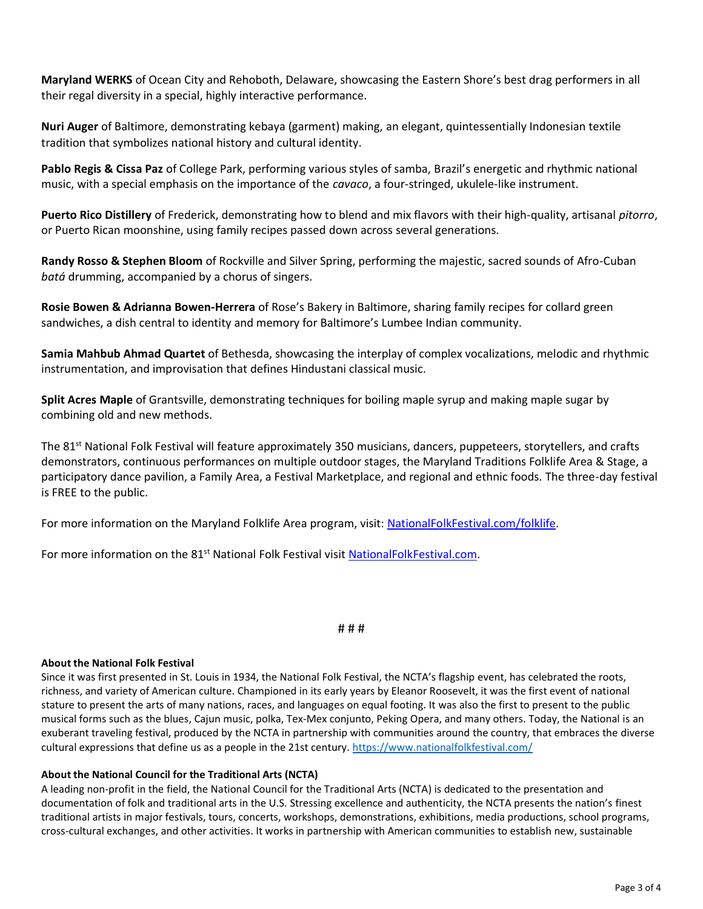**Maryland WERKS** of Ocean City and Rehoboth, Delaware, showcasing the Eastern Shore's best drag performers in all their regal diversity in a special, highly interactive performance.

**Nuri Auger** of Baltimore, demonstrating kebaya (garment) making, an elegant, quintessentially Indonesian textile tradition that symbolizes national history and cultural identity.

**Pablo Regis & Cissa Paz** of College Park, performing various styles of samba, Brazil's energetic and rhythmic national music, with a special emphasis on the importance of the *cavaco*, a four-stringed, ukulele-like instrument.

**Puerto Rico Distillery** of Frederick, demonstrating how to blend and mix flavors with their high-quality, artisanal *pitorro*, or Puerto Rican moonshine, using family recipes passed down across several generations.

**Randy Rosso & Stephen Bloom** of Rockville and Silver Spring, performing the majestic, sacred sounds of Afro-Cuban *batá* drumming, accompanied by a chorus of singers.

**Rosie Bowen & Adrianna Bowen-Herrera** of Rose's Bakery in Baltimore, sharing family recipes for collard green sandwiches, a dish central to identity and memory for Baltimore's Lumbee Indian community.

**Samia Mahbub Ahmad Quartet** of Bethesda, showcasing the interplay of complex vocalizations, melodic and rhythmic instrumentation, and improvisation that defines Hindustani classical music.

**Split Acres Maple** of Grantsville, demonstrating techniques for boiling maple syrup and making maple sugar by combining old and new methods.

The 81st National Folk Festival will feature approximately 350 musicians, dancers, puppeteers, storytellers, and crafts demonstrators, continuous performances on multiple outdoor stages, the Maryland Traditions Folklife Area & Stage, a participatory dance pavilion, a Family Area, a Festival Marketplace, and regional and ethnic foods. The three-day festival is FREE to the public.

For more information on the Maryland Folklife Area program, visit: [NationalFolkFestival.com/folklife](NationalFolkFestival.com/folklife).

For more information on the 81st National Folk Festival visit [NationalFolkFestival.com](NationalFolkFestival.com).

# # #

**About the National Folk Festival**

Since it was first presented in St. Louis in 1934, the National Folk Festival, the NCTA's flagship event, has celebrated the roots, richness, and variety of American culture. Championed in its early years by Eleanor Roosevelt, it was the first event of national stature to present the arts of many nations, races, and languages on equal footing. It was also the first to present to the public musical forms such as the blues, Cajun music, polka, Tex-Mex conjunto, Peking Opera, and many others. Today, the National is an exuberant traveling festival, produced by the NCTA in partnership with communities around the country, that embraces the diverse cultural expressions that define us as a people in the 21st century. https://www.nationalfolkfestival.com/

**About the National Council for the Traditional Arts (NCTA)**

A leading non-profit in the field, the National Council for the Traditional Arts (NCTA) is dedicated to the presentation and documentation of folk and traditional arts in the U.S. Stressing excellence and authenticity, the NCTA presents the nation's finest traditional artists in major festivals, tours, concerts, workshops, demonstrations, exhibitions, media productions, school programs, cross-cultural exchanges, and other activities. It works in partnership with American communities to establish new, sustainable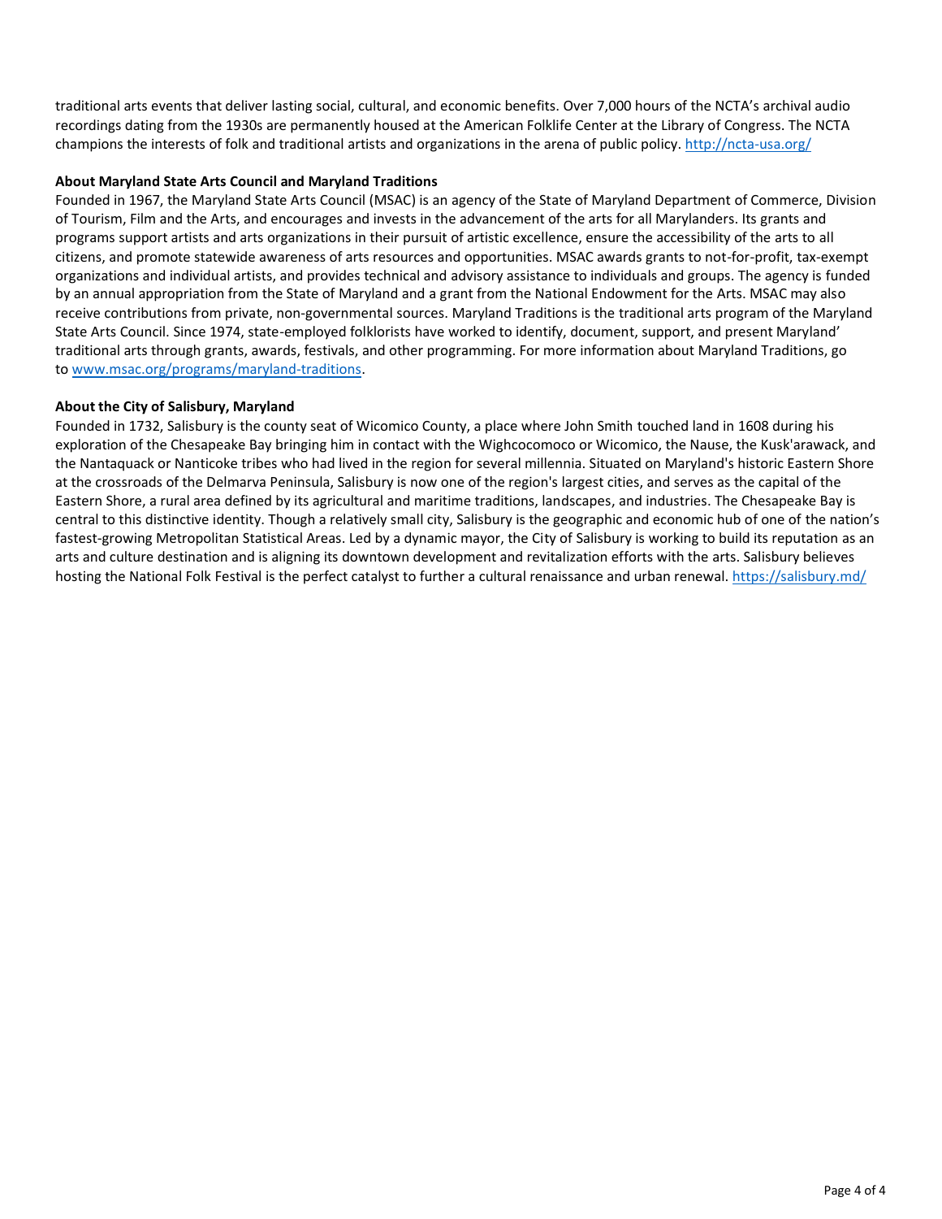traditional arts events that deliver lasting social, cultural, and economic benefits. Over 7,000 hours of the NCTA's archival audio recordings dating from the 1930s are permanently housed at the American Folklife Center at the Library of Congress. The NCTA champions the interests of folk and traditional artists and organizations in the arena of public policy. http://ncta-usa.org/

**About Maryland State Arts Council and Maryland Traditions**

Founded in 1967, the Maryland State Arts Council (MSAC) is an agency of the State of Maryland Department of Commerce, Division of Tourism, Film and the Arts, and encourages and invests in the advancement of the arts for all Marylanders. Its grants and programs support artists and arts organizations in their pursuit of artistic excellence, ensure the accessibility of the arts to all citizens, and promote statewide awareness of arts resources and opportunities. MSAC awards grants to not-for-profit, tax-exempt organizations and individual artists, and provides technical and advisory assistance to individuals and groups. The agency is funded by an annual appropriation from the State of Maryland and a grant from the National Endowment for the Arts. MSAC may also receive contributions from private, non-governmental sources. Maryland Traditions is the traditional arts program of the Maryland State Arts Council. Since 1974, state-employed folklorists have worked to identify, document, support, and present Maryland' traditional arts through grants, awards, festivals, and other programming. For more information about Maryland Traditions, go to www.msac.org/programs/maryland-traditions.

**About the City of Salisbury, Maryland**

Founded in 1732, Salisbury is the county seat of Wicomico County, a place where John Smith touched land in 1608 during his exploration of the Chesapeake Bay bringing him in contact with the Wighcocomoco or Wicomico, the Nause, the Kusk'arawack, and the Nantaquack or Nanticoke tribes who had lived in the region for several millennia. Situated on Maryland's historic Eastern Shore at the crossroads of the Delmarva Peninsula, Salisbury is now one of the region's largest cities, and serves as the capital of the Eastern Shore, a rural area defined by its agricultural and maritime traditions, landscapes, and industries. The Chesapeake Bay is central to this distinctive identity. Though a relatively small city, Salisbury is the geographic and economic hub of one of the nation's fastest-growing Metropolitan Statistical Areas. Led by a dynamic mayor, the City of Salisbury is working to build its reputation as an arts and culture destination and is aligning its downtown development and revitalization efforts with the arts. Salisbury believes hosting the National Folk Festival is the perfect catalyst to further a cultural renaissance and urban renewal. https://salisbury.md/